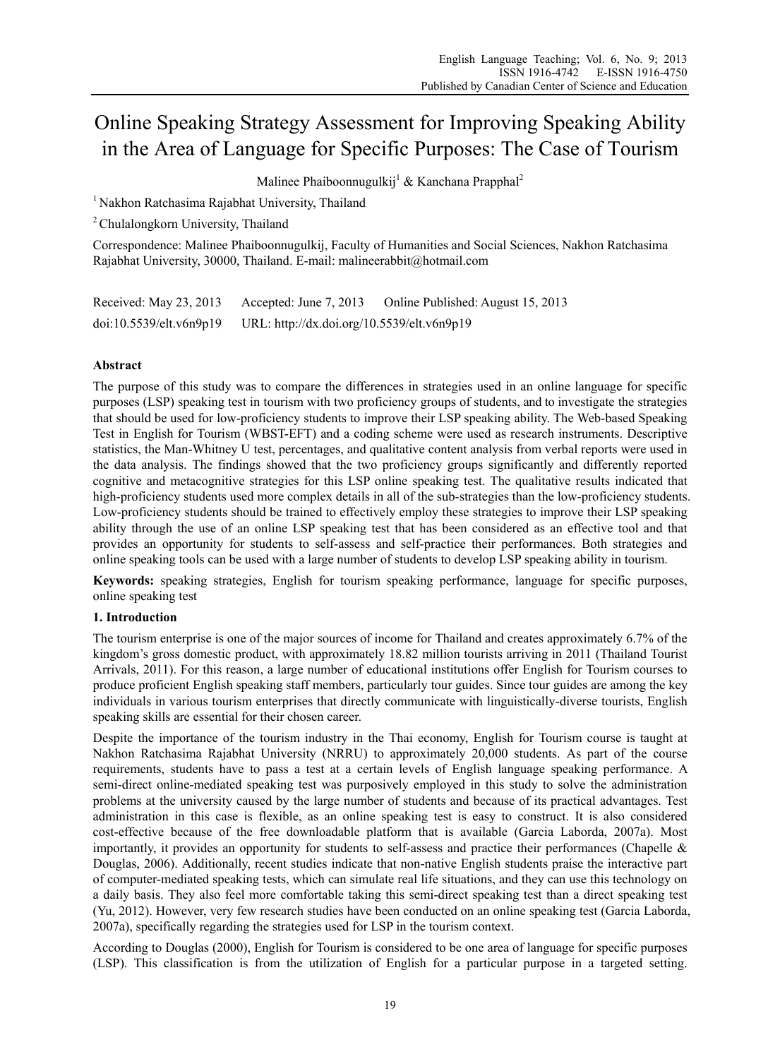# Online Speaking Strategy Assessment for Improving Speaking Ability in the Area of Language for Specific Purposes: The Case of Tourism

Malinee Phaiboonnugulkij[1] & Kanchana Prapphal[2]

[1] Nakhon Ratchasima Rajabhat University, Thailand

[2] Chulalongkorn University, Thailand

Correspondence: Malinee Phaiboonnugulkij, Faculty of Humanities and Social Sciences, Nakhon Ratchasima Rajabhat University, 30000, Thailand. E-mail: malineerabbit@hotmail.com

Received: May 23, 2013 Accepted: June 7, 2013 Online Published: August 15, 2013

doi:10.5539/elt.v6n9p19 URL: http://dx.doi.org/10.5539/elt.v6n9p19

## Abstract

The purpose of this study was to compare the differences in strategies used in an online language for specific purposes (LSP) speaking test in tourism with two proficiency groups of students, and to investigate the strategies that should be used for low-proficiency students to improve their LSP speaking ability. The Web-based Speaking Test in English for Tourism (WBST-EFT) and a coding scheme were used as research instruments. Descriptive statistics, the Man-Whitney U test, percentages, and qualitative content analysis from verbal reports were used in the data analysis. The findings showed that the two proficiency groups significantly and differently reported cognitive and metacognitive strategies for this LSP online speaking test. The qualitative results indicated that high-proficiency students used more complex details in all of the sub-strategies than the low-proficiency students. Low-proficiency students should be trained to effectively employ these strategies to improve their LSP speaking ability through the use of an online LSP speaking test that has been considered as an effective tool and that provides an opportunity for students to self-assess and self-practice their performances. Both strategies and online speaking tools can be used with a large number of students to develop LSP speaking ability in tourism.

**Keywords:** speaking strategies, English for tourism speaking performance, language for specific purposes, online speaking test

## 1. Introduction

The tourism enterprise is one of the major sources of income for Thailand and creates approximately 6.7% of the kingdom's gross domestic product, with approximately 18.82 million tourists arriving in 2011 (Thailand Tourist Arrivals, 2011). For this reason, a large number of educational institutions offer English for Tourism courses to produce proficient English speaking staff members, particularly tour guides. Since tour guides are among the key individuals in various tourism enterprises that directly communicate with linguistically-diverse tourists, English speaking skills are essential for their chosen career.

Despite the importance of the tourism industry in the Thai economy, English for Tourism course is taught at Nakhon Ratchasima Rajabhat University (NRRU) to approximately 20,000 students. As part of the course requirements, students have to pass a test at a certain levels of English language speaking performance. A semi-direct online-mediated speaking test was purposively employed in this study to solve the administration problems at the university caused by the large number of students and because of its practical advantages. Test administration in this case is flexible, as an online speaking test is easy to construct. It is also considered cost-effective because of the free downloadable platform that is available (Garcia Laborda, 2007a). Most importantly, it provides an opportunity for students to self-assess and practice their performances (Chapelle & Douglas, 2006). Additionally, recent studies indicate that non-native English students praise the interactive part of computer-mediated speaking tests, which can simulate real life situations, and they can use this technology on a daily basis. They also feel more comfortable taking this semi-direct speaking test than a direct speaking test (Yu, 2012). However, very few research studies have been conducted on an online speaking test (Garcia Laborda, 2007a), specifically regarding the strategies used for LSP in the tourism context.

According to Douglas (2000), English for Tourism is considered to be one area of language for specific purposes (LSP). This classification is from the utilization of English for a particular purpose in a targeted setting.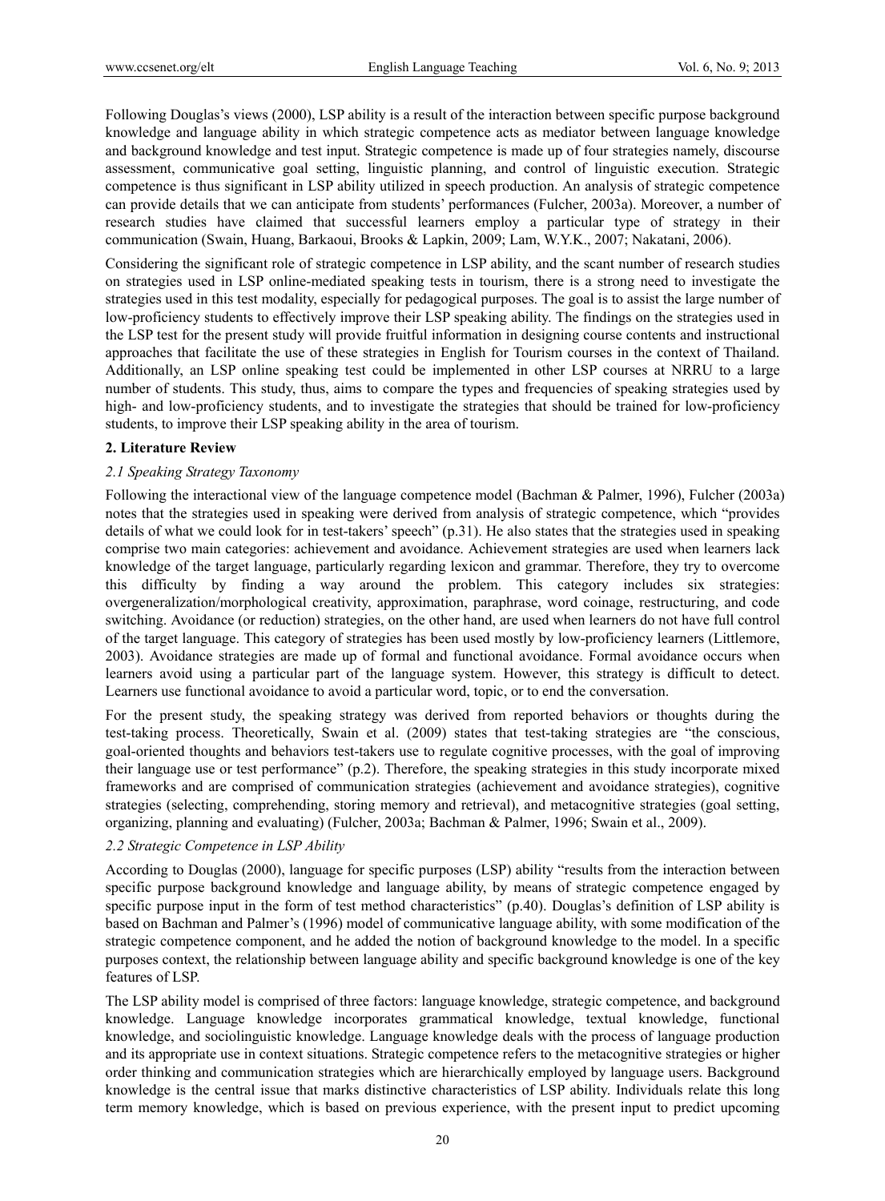Following Douglas's views (2000), LSP ability is a result of the interaction between specific purpose background knowledge and language ability in which strategic competence acts as mediator between language knowledge and background knowledge and test input. Strategic competence is made up of four strategies namely, discourse assessment, communicative goal setting, linguistic planning, and control of linguistic execution. Strategic competence is thus significant in LSP ability utilized in speech production. An analysis of strategic competence can provide details that we can anticipate from students' performances (Fulcher, 2003a). Moreover, a number of research studies have claimed that successful learners employ a particular type of strategy in their communication (Swain, Huang, Barkaoui, Brooks & Lapkin, 2009; Lam, W.Y.K., 2007; Nakatani, 2006).

Considering the significant role of strategic competence in LSP ability, and the scant number of research studies on strategies used in LSP online-mediated speaking tests in tourism, there is a strong need to investigate the strategies used in this test modality, especially for pedagogical purposes. The goal is to assist the large number of low-proficiency students to effectively improve their LSP speaking ability. The findings on the strategies used in the LSP test for the present study will provide fruitful information in designing course contents and instructional approaches that facilitate the use of these strategies in English for Tourism courses in the context of Thailand. Additionally, an LSP online speaking test could be implemented in other LSP courses at NRRU to a large number of students. This study, thus, aims to compare the types and frequencies of speaking strategies used by high- and low-proficiency students, and to investigate the strategies that should be trained for low-proficiency students, to improve their LSP speaking ability in the area of tourism.

## 2. Literature Review

### *2.1 Speaking Strategy Taxonomy*

Following the interactional view of the language competence model (Bachman & Palmer, 1996), Fulcher (2003a) notes that the strategies used in speaking were derived from analysis of strategic competence, which "provides details of what we could look for in test-takers' speech" (p.31). He also states that the strategies used in speaking comprise two main categories: achievement and avoidance. Achievement strategies are used when learners lack knowledge of the target language, particularly regarding lexicon and grammar. Therefore, they try to overcome this difficulty by finding a way around the problem. This category includes six strategies: overgeneralization/morphological creativity, approximation, paraphrase, word coinage, restructuring, and code switching. Avoidance (or reduction) strategies, on the other hand, are used when learners do not have full control of the target language. This category of strategies has been used mostly by low-proficiency learners (Littlemore, 2003). Avoidance strategies are made up of formal and functional avoidance. Formal avoidance occurs when learners avoid using a particular part of the language system. However, this strategy is difficult to detect. Learners use functional avoidance to avoid a particular word, topic, or to end the conversation.

For the present study, the speaking strategy was derived from reported behaviors or thoughts during the test-taking process. Theoretically, Swain et al. (2009) states that test-taking strategies are "the conscious, goal-oriented thoughts and behaviors test-takers use to regulate cognitive processes, with the goal of improving their language use or test performance" (p.2). Therefore, the speaking strategies in this study incorporate mixed frameworks and are comprised of communication strategies (achievement and avoidance strategies), cognitive strategies (selecting, comprehending, storing memory and retrieval), and metacognitive strategies (goal setting, organizing, planning and evaluating) (Fulcher, 2003a; Bachman & Palmer, 1996; Swain et al., 2009).

### *2.2 Strategic Competence in LSP Ability*

According to Douglas (2000), language for specific purposes (LSP) ability "results from the interaction between specific purpose background knowledge and language ability, by means of strategic competence engaged by specific purpose input in the form of test method characteristics" (p.40). Douglas's definition of LSP ability is based on Bachman and Palmer's (1996) model of communicative language ability, with some modification of the strategic competence component, and he added the notion of background knowledge to the model. In a specific purposes context, the relationship between language ability and specific background knowledge is one of the key features of LSP.

The LSP ability model is comprised of three factors: language knowledge, strategic competence, and background knowledge. Language knowledge incorporates grammatical knowledge, textual knowledge, functional knowledge, and sociolinguistic knowledge. Language knowledge deals with the process of language production and its appropriate use in context situations. Strategic competence refers to the metacognitive strategies or higher order thinking and communication strategies which are hierarchically employed by language users. Background knowledge is the central issue that marks distinctive characteristics of LSP ability. Individuals relate this long term memory knowledge, which is based on previous experience, with the present input to predict upcoming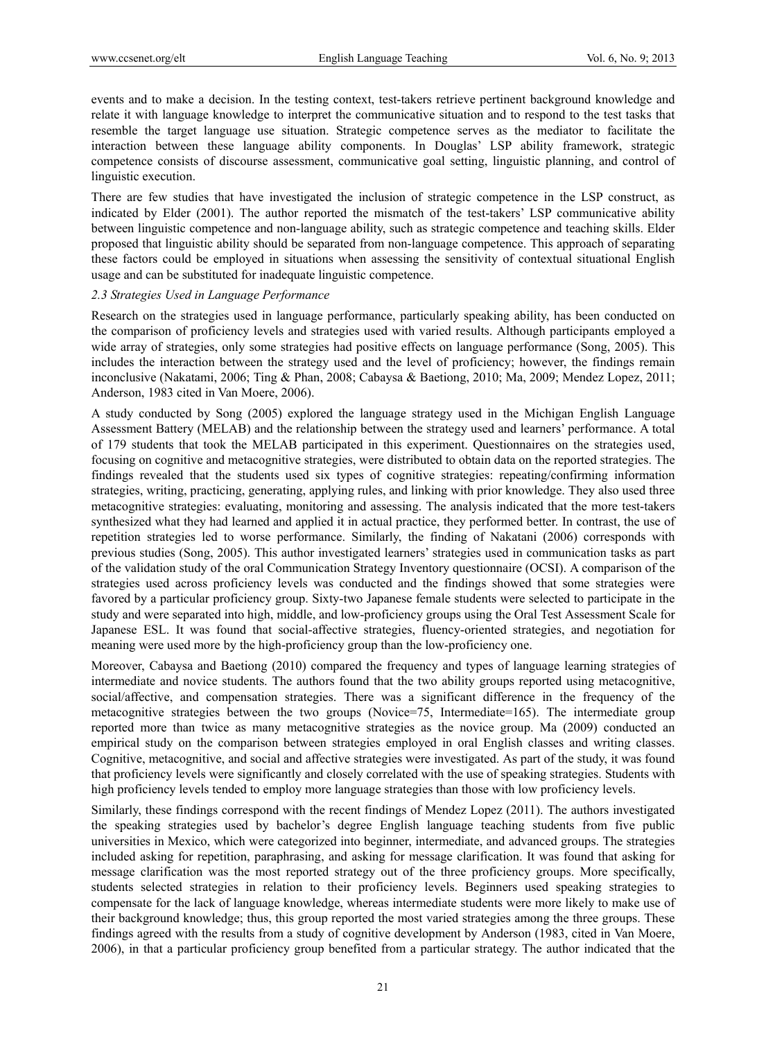events and to make a decision. In the testing context, test-takers retrieve pertinent background knowledge and relate it with language knowledge to interpret the communicative situation and to respond to the test tasks that resemble the target language use situation. Strategic competence serves as the mediator to facilitate the interaction between these language ability components. In Douglas' LSP ability framework, strategic competence consists of discourse assessment, communicative goal setting, linguistic planning, and control of linguistic execution.

There are few studies that have investigated the inclusion of strategic competence in the LSP construct, as indicated by Elder (2001). The author reported the mismatch of the test-takers' LSP communicative ability between linguistic competence and non-language ability, such as strategic competence and teaching skills. Elder proposed that linguistic ability should be separated from non-language competence. This approach of separating these factors could be employed in situations when assessing the sensitivity of contextual situational English usage and can be substituted for inadequate linguistic competence.

### *2.3 Strategies Used in Language Performance*

Research on the strategies used in language performance, particularly speaking ability, has been conducted on the comparison of proficiency levels and strategies used with varied results. Although participants employed a wide array of strategies, only some strategies had positive effects on language performance (Song, 2005). This includes the interaction between the strategy used and the level of proficiency; however, the findings remain inconclusive (Nakatami, 2006; Ting & Phan, 2008; Cabaysa & Baetiong, 2010; Ma, 2009; Mendez Lopez, 2011; Anderson, 1983 cited in Van Moere, 2006).

A study conducted by Song (2005) explored the language strategy used in the Michigan English Language Assessment Battery (MELAB) and the relationship between the strategy used and learners' performance. A total of 179 students that took the MELAB participated in this experiment. Questionnaires on the strategies used, focusing on cognitive and metacognitive strategies, were distributed to obtain data on the reported strategies. The findings revealed that the students used six types of cognitive strategies: repeating/confirming information strategies, writing, practicing, generating, applying rules, and linking with prior knowledge. They also used three metacognitive strategies: evaluating, monitoring and assessing. The analysis indicated that the more test-takers synthesized what they had learned and applied it in actual practice, they performed better. In contrast, the use of repetition strategies led to worse performance. Similarly, the finding of Nakatani (2006) corresponds with previous studies (Song, 2005). This author investigated learners' strategies used in communication tasks as part of the validation study of the oral Communication Strategy Inventory questionnaire (OCSI). A comparison of the strategies used across proficiency levels was conducted and the findings showed that some strategies were favored by a particular proficiency group. Sixty-two Japanese female students were selected to participate in the study and were separated into high, middle, and low-proficiency groups using the Oral Test Assessment Scale for Japanese ESL. It was found that social-affective strategies, fluency-oriented strategies, and negotiation for meaning were used more by the high-proficiency group than the low-proficiency one.

Moreover, Cabaysa and Baetiong (2010) compared the frequency and types of language learning strategies of intermediate and novice students. The authors found that the two ability groups reported using metacognitive, social/affective, and compensation strategies. There was a significant difference in the frequency of the metacognitive strategies between the two groups (Novice=75, Intermediate=165). The intermediate group reported more than twice as many metacognitive strategies as the novice group. Ma (2009) conducted an empirical study on the comparison between strategies employed in oral English classes and writing classes. Cognitive, metacognitive, and social and affective strategies were investigated. As part of the study, it was found that proficiency levels were significantly and closely correlated with the use of speaking strategies. Students with high proficiency levels tended to employ more language strategies than those with low proficiency levels.

Similarly, these findings correspond with the recent findings of Mendez Lopez (2011). The authors investigated the speaking strategies used by bachelor's degree English language teaching students from five public universities in Mexico, which were categorized into beginner, intermediate, and advanced groups. The strategies included asking for repetition, paraphrasing, and asking for message clarification. It was found that asking for message clarification was the most reported strategy out of the three proficiency groups. More specifically, students selected strategies in relation to their proficiency levels. Beginners used speaking strategies to compensate for the lack of language knowledge, whereas intermediate students were more likely to make use of their background knowledge; thus, this group reported the most varied strategies among the three groups. These findings agreed with the results from a study of cognitive development by Anderson (1983, cited in Van Moere, 2006), in that a particular proficiency group benefited from a particular strategy. The author indicated that the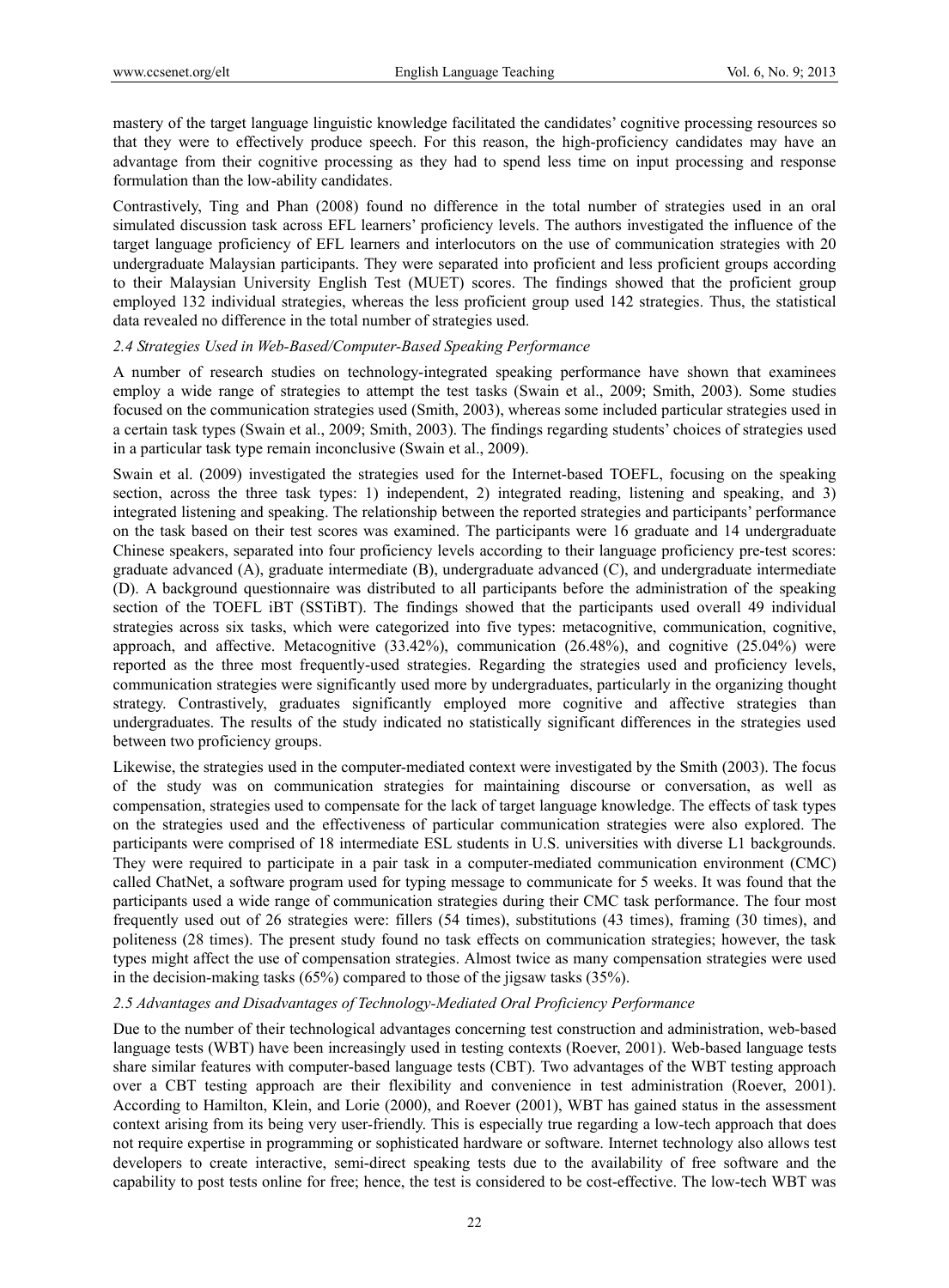mastery of the target language linguistic knowledge facilitated the candidates' cognitive processing resources so that they were to effectively produce speech. For this reason, the high-proficiency candidates may have an advantage from their cognitive processing as they had to spend less time on input processing and response formulation than the low-ability candidates.

Contrastively, Ting and Phan (2008) found no difference in the total number of strategies used in an oral simulated discussion task across EFL learners' proficiency levels. The authors investigated the influence of the target language proficiency of EFL learners and interlocutors on the use of communication strategies with 20 undergraduate Malaysian participants. They were separated into proficient and less proficient groups according to their Malaysian University English Test (MUET) scores. The findings showed that the proficient group employed 132 individual strategies, whereas the less proficient group used 142 strategies. Thus, the statistical data revealed no difference in the total number of strategies used.

### *2.4 Strategies Used in Web-Based/Computer-Based Speaking Performance*

A number of research studies on technology-integrated speaking performance have shown that examinees employ a wide range of strategies to attempt the test tasks (Swain et al., 2009; Smith, 2003). Some studies focused on the communication strategies used (Smith, 2003), whereas some included particular strategies used in a certain task types (Swain et al., 2009; Smith, 2003). The findings regarding students' choices of strategies used in a particular task type remain inconclusive (Swain et al., 2009).

Swain et al. (2009) investigated the strategies used for the Internet-based TOEFL, focusing on the speaking section, across the three task types: 1) independent, 2) integrated reading, listening and speaking, and 3) integrated listening and speaking. The relationship between the reported strategies and participants' performance on the task based on their test scores was examined. The participants were 16 graduate and 14 undergraduate Chinese speakers, separated into four proficiency levels according to their language proficiency pre-test scores: graduate advanced (A), graduate intermediate (B), undergraduate advanced (C), and undergraduate intermediate (D). A background questionnaire was distributed to all participants before the administration of the speaking section of the TOEFL iBT (SSTiBT). The findings showed that the participants used overall 49 individual strategies across six tasks, which were categorized into five types: metacognitive, communication, cognitive, approach, and affective. Metacognitive (33.42%), communication (26.48%), and cognitive (25.04%) were reported as the three most frequently-used strategies. Regarding the strategies used and proficiency levels, communication strategies were significantly used more by undergraduates, particularly in the organizing thought strategy. Contrastively, graduates significantly employed more cognitive and affective strategies than undergraduates. The results of the study indicated no statistically significant differences in the strategies used between two proficiency groups.

Likewise, the strategies used in the computer-mediated context were investigated by the Smith (2003). The focus of the study was on communication strategies for maintaining discourse or conversation, as well as compensation, strategies used to compensate for the lack of target language knowledge. The effects of task types on the strategies used and the effectiveness of particular communication strategies were also explored. The participants were comprised of 18 intermediate ESL students in U.S. universities with diverse L1 backgrounds. They were required to participate in a pair task in a computer-mediated communication environment (CMC) called ChatNet, a software program used for typing message to communicate for 5 weeks. It was found that the participants used a wide range of communication strategies during their CMC task performance. The four most frequently used out of 26 strategies were: fillers (54 times), substitutions (43 times), framing (30 times), and politeness (28 times). The present study found no task effects on communication strategies; however, the task types might affect the use of compensation strategies. Almost twice as many compensation strategies were used in the decision-making tasks (65%) compared to those of the jigsaw tasks (35%).

### *2.5 Advantages and Disadvantages of Technology-Mediated Oral Proficiency Performance*

Due to the number of their technological advantages concerning test construction and administration, web-based language tests (WBT) have been increasingly used in testing contexts (Roever, 2001). Web-based language tests share similar features with computer-based language tests (CBT). Two advantages of the WBT testing approach over a CBT testing approach are their flexibility and convenience in test administration (Roever, 2001). According to Hamilton, Klein, and Lorie (2000), and Roever (2001), WBT has gained status in the assessment context arising from its being very user-friendly. This is especially true regarding a low-tech approach that does not require expertise in programming or sophisticated hardware or software. Internet technology also allows test developers to create interactive, semi-direct speaking tests due to the availability of free software and the capability to post tests online for free; hence, the test is considered to be cost-effective. The low-tech WBT was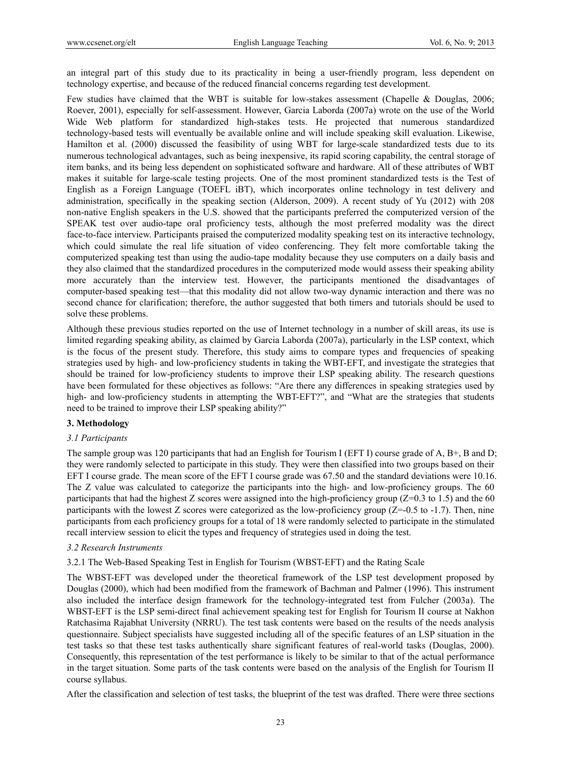an integral part of this study due to its practicality in being a user-friendly program, less dependent on technology expertise, and because of the reduced financial concerns regarding test development.

Few studies have claimed that the WBT is suitable for low-stakes assessment (Chapelle & Douglas, 2006; Roever, 2001), especially for self-assessment. However, Garcia Laborda (2007a) wrote on the use of the World Wide Web platform for standardized high-stakes tests. He projected that numerous standardized technology-based tests will eventually be available online and will include speaking skill evaluation. Likewise, Hamilton et al. (2000) discussed the feasibility of using WBT for large-scale standardized tests due to its numerous technological advantages, such as being inexpensive, its rapid scoring capability, the central storage of item banks, and its being less dependent on sophisticated software and hardware. All of these attributes of WBT makes it suitable for large-scale testing projects. One of the most prominent standardized tests is the Test of English as a Foreign Language (TOEFL iBT), which incorporates online technology in test delivery and administration, specifically in the speaking section (Alderson, 2009). A recent study of Yu (2012) with 208 non-native English speakers in the U.S. showed that the participants preferred the computerized version of the SPEAK test over audio-tape oral proficiency tests, although the most preferred modality was the direct face-to-face interview. Participants praised the computerized modality speaking test on its interactive technology, which could simulate the real life situation of video conferencing. They felt more comfortable taking the computerized speaking test than using the audio-tape modality because they use computers on a daily basis and they also claimed that the standardized procedures in the computerized mode would assess their speaking ability more accurately than the interview test. However, the participants mentioned the disadvantages of computer-based speaking test—that this modality did not allow two-way dynamic interaction and there was no second chance for clarification; therefore, the author suggested that both timers and tutorials should be used to solve these problems.

Although these previous studies reported on the use of Internet technology in a number of skill areas, its use is limited regarding speaking ability, as claimed by Garcia Laborda (2007a), particularly in the LSP context, which is the focus of the present study. Therefore, this study aims to compare types and frequencies of speaking strategies used by high- and low-proficiency students in taking the WBT-EFT, and investigate the strategies that should be trained for low-proficiency students to improve their LSP speaking ability. The research questions have been formulated for these objectives as follows: "Are there any differences in speaking strategies used by high- and low-proficiency students in attempting the WBT-EFT?", and "What are the strategies that students need to be trained to improve their LSP speaking ability?"

## 3. Methodology

### *3.1 Participants*

The sample group was 120 participants that had an English for Tourism I (EFT I) course grade of A, B+, B and D; they were randomly selected to participate in this study. They were then classified into two groups based on their EFT I course grade. The mean score of the EFT I course grade was 67.50 and the standard deviations were 10.16. The Z value was calculated to categorize the participants into the high- and low-proficiency groups. The 60 participants that had the highest Z scores were assigned into the high-proficiency group ($Z=0.3$ to $1.5$) and the 60 participants with the lowest Z scores were categorized as the low-proficiency group ($Z=-0.5$ to $-1.7$). Then, nine participants from each proficiency groups for a total of 18 were randomly selected to participate in the stimulated recall interview session to elicit the types and frequency of strategies used in doing the test.

### *3.2 Research Instruments*

3.2.1 The Web-Based Speaking Test in English for Tourism (WBST-EFT) and the Rating Scale

The WBST-EFT was developed under the theoretical framework of the LSP test development proposed by Douglas (2000), which had been modified from the framework of Bachman and Palmer (1996). This instrument also included the interface design framework for the technology-integrated test from Fulcher (2003a). The WBST-EFT is the LSP semi-direct final achievement speaking test for English for Tourism II course at Nakhon Ratchasima Rajabhat University (NRRU). The test task contents were based on the results of the needs analysis questionnaire. Subject specialists have suggested including all of the specific features of an LSP situation in the test tasks so that these test tasks authentically share significant features of real-world tasks (Douglas, 2000). Consequently, this representation of the test performance is likely to be similar to that of the actual performance in the target situation. Some parts of the task contents were based on the analysis of the English for Tourism II course syllabus.

After the classification and selection of test tasks, the blueprint of the test was drafted. There were three sections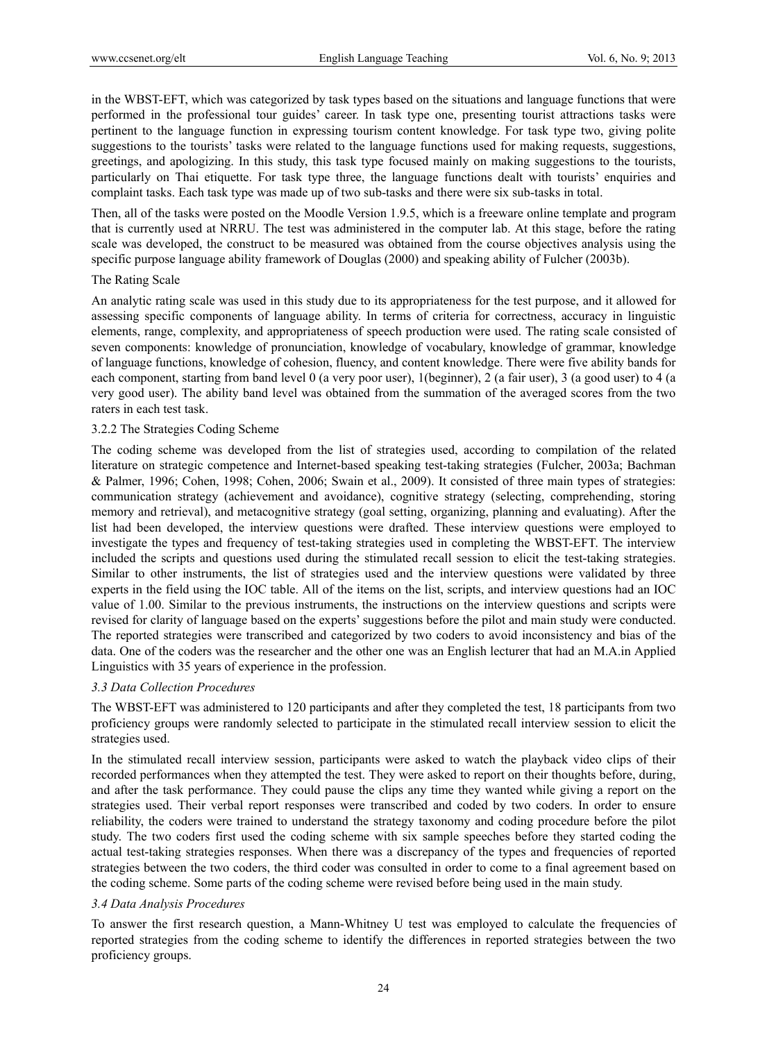in the WBST-EFT, which was categorized by task types based on the situations and language functions that were performed in the professional tour guides' career. In task type one, presenting tourist attractions tasks were pertinent to the language function in expressing tourism content knowledge. For task type two, giving polite suggestions to the tourists' tasks were related to the language functions used for making requests, suggestions, greetings, and apologizing. In this study, this task type focused mainly on making suggestions to the tourists, particularly on Thai etiquette. For task type three, the language functions dealt with tourists' enquiries and complaint tasks. Each task type was made up of two sub-tasks and there were six sub-tasks in total.

Then, all of the tasks were posted on the Moodle Version 1.9.5, which is a freeware online template and program that is currently used at NRRU. The test was administered in the computer lab. At this stage, before the rating scale was developed, the construct to be measured was obtained from the course objectives analysis using the specific purpose language ability framework of Douglas (2000) and speaking ability of Fulcher (2003b).

The Rating Scale

An analytic rating scale was used in this study due to its appropriateness for the test purpose, and it allowed for assessing specific components of language ability. In terms of criteria for correctness, accuracy in linguistic elements, range, complexity, and appropriateness of speech production were used. The rating scale consisted of seven components: knowledge of pronunciation, knowledge of vocabulary, knowledge of grammar, knowledge of language functions, knowledge of cohesion, fluency, and content knowledge. There were five ability bands for each component, starting from band level 0 (a very poor user), 1(beginner), 2 (a fair user), 3 (a good user) to 4 (a very good user). The ability band level was obtained from the summation of the averaged scores from the two raters in each test task.

3.2.2 The Strategies Coding Scheme

The coding scheme was developed from the list of strategies used, according to compilation of the related literature on strategic competence and Internet-based speaking test-taking strategies (Fulcher, 2003a; Bachman & Palmer, 1996; Cohen, 1998; Cohen, 2006; Swain et al., 2009). It consisted of three main types of strategies: communication strategy (achievement and avoidance), cognitive strategy (selecting, comprehending, storing memory and retrieval), and metacognitive strategy (goal setting, organizing, planning and evaluating). After the list had been developed, the interview questions were drafted. These interview questions were employed to investigate the types and frequency of test-taking strategies used in completing the WBST-EFT. The interview included the scripts and questions used during the stimulated recall session to elicit the test-taking strategies. Similar to other instruments, the list of strategies used and the interview questions were validated by three experts in the field using the IOC table. All of the items on the list, scripts, and interview questions had an IOC value of 1.00. Similar to the previous instruments, the instructions on the interview questions and scripts were revised for clarity of language based on the experts' suggestions before the pilot and main study were conducted. The reported strategies were transcribed and categorized by two coders to avoid inconsistency and bias of the data. One of the coders was the researcher and the other one was an English lecturer that had an M.A.in Applied Linguistics with 35 years of experience in the profession.

### *3.3 Data Collection Procedures*

The WBST-EFT was administered to 120 participants and after they completed the test, 18 participants from two proficiency groups were randomly selected to participate in the stimulated recall interview session to elicit the strategies used.

In the stimulated recall interview session, participants were asked to watch the playback video clips of their recorded performances when they attempted the test. They were asked to report on their thoughts before, during, and after the task performance. They could pause the clips any time they wanted while giving a report on the strategies used. Their verbal report responses were transcribed and coded by two coders. In order to ensure reliability, the coders were trained to understand the strategy taxonomy and coding procedure before the pilot study. The two coders first used the coding scheme with six sample speeches before they started coding the actual test-taking strategies responses. When there was a discrepancy of the types and frequencies of reported strategies between the two coders, the third coder was consulted in order to come to a final agreement based on the coding scheme. Some parts of the coding scheme were revised before being used in the main study.

### *3.4 Data Analysis Procedures*

To answer the first research question, a Mann-Whitney U test was employed to calculate the frequencies of reported strategies from the coding scheme to identify the differences in reported strategies between the two proficiency groups.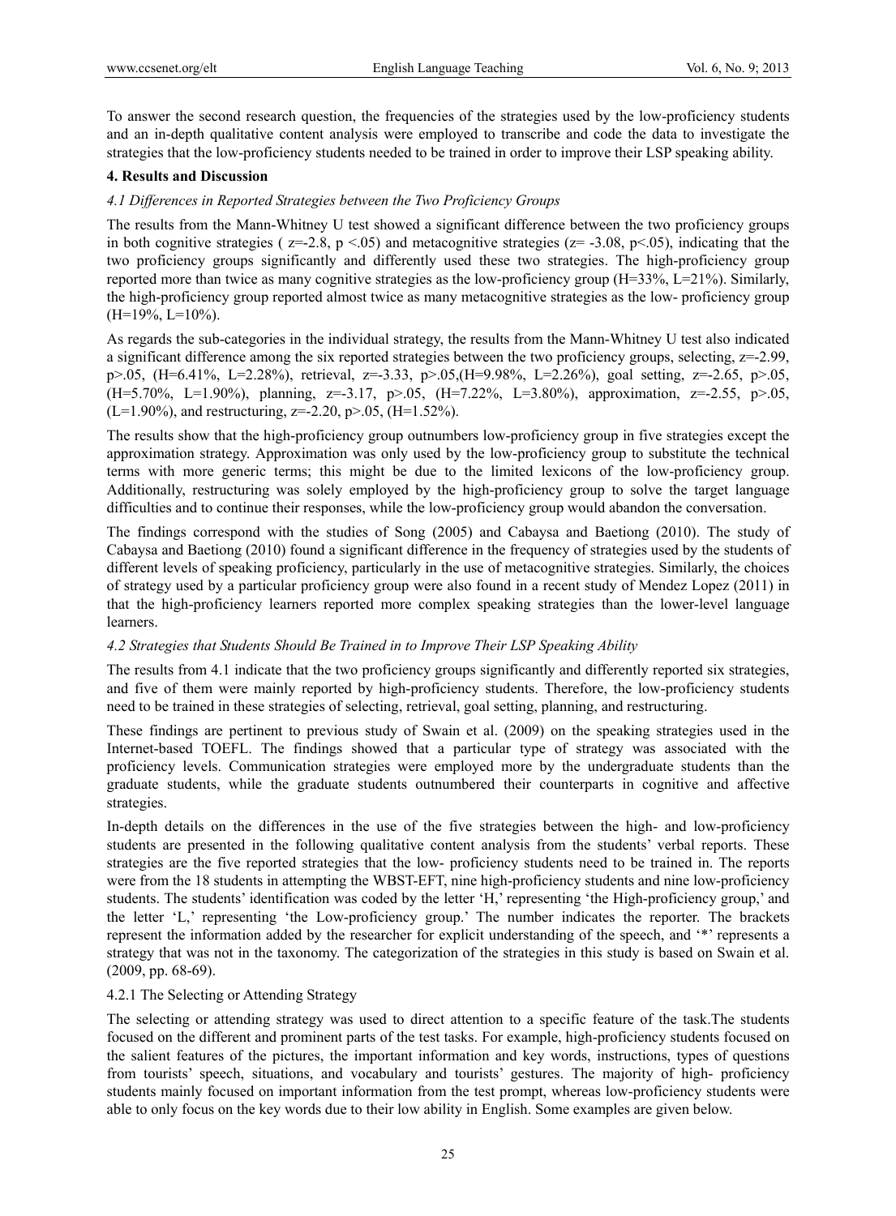To answer the second research question, the frequencies of the strategies used by the low-proficiency students and an in-depth qualitative content analysis were employed to transcribe and code the data to investigate the strategies that the low-proficiency students needed to be trained in order to improve their LSP speaking ability.

## 4. Results and Discussion

### *4.1 Differences in Reported Strategies between the Two Proficiency Groups*

The results from the Mann-Whitney U test showed a significant difference between the two proficiency groups in both cognitive strategies ( $z=-2.8$, $p <.05$) and metacognitive strategies ($z= -3.08$, $p<.05$), indicating that the two proficiency groups significantly and differently used these two strategies. The high-proficiency group reported more than twice as many cognitive strategies as the low-proficiency group (H=33%, L=21%). Similarly, the high-proficiency group reported almost twice as many metacognitive strategies as the low- proficiency group (H=19%, L=10%).

As regards the sub-categories in the individual strategy, the results from the Mann-Whitney U test also indicated a significant difference among the six reported strategies between the two proficiency groups, selecting, $z=-2.99$, $p>.05$, (H=6.41%, L=2.28%), retrieval, $z=-3.33$, $p>.05$,(H=9.98%, L=2.26%), goal setting, $z=-2.65$, $p>.05$, (H=5.70%, L=1.90%), planning, $z=-3.17$, $p>.05$, (H=7.22%, L=3.80%), approximation, $z=-2.55$, $p>.05$, (L=1.90%), and restructuring, $z=-2.20$, $p>.05$, (H=1.52%).

The results show that the high-proficiency group outnumbers low-proficiency group in five strategies except the approximation strategy. Approximation was only used by the low-proficiency group to substitute the technical terms with more generic terms; this might be due to the limited lexicons of the low-proficiency group. Additionally, restructuring was solely employed by the high-proficiency group to solve the target language difficulties and to continue their responses, while the low-proficiency group would abandon the conversation.

The findings correspond with the studies of Song (2005) and Cabaysa and Baetiong (2010). The study of Cabaysa and Baetiong (2010) found a significant difference in the frequency of strategies used by the students of different levels of speaking proficiency, particularly in the use of metacognitive strategies. Similarly, the choices of strategy used by a particular proficiency group were also found in a recent study of Mendez Lopez (2011) in that the high-proficiency learners reported more complex speaking strategies than the lower-level language learners.

### *4.2 Strategies that Students Should Be Trained in to Improve Their LSP Speaking Ability*

The results from 4.1 indicate that the two proficiency groups significantly and differently reported six strategies, and five of them were mainly reported by high-proficiency students. Therefore, the low-proficiency students need to be trained in these strategies of selecting, retrieval, goal setting, planning, and restructuring.

These findings are pertinent to previous study of Swain et al. (2009) on the speaking strategies used in the Internet-based TOEFL. The findings showed that a particular type of strategy was associated with the proficiency levels. Communication strategies were employed more by the undergraduate students than the graduate students, while the graduate students outnumbered their counterparts in cognitive and affective strategies.

In-depth details on the differences in the use of the five strategies between the high- and low-proficiency students are presented in the following qualitative content analysis from the students' verbal reports. These strategies are the five reported strategies that the low- proficiency students need to be trained in. The reports were from the 18 students in attempting the WBST-EFT, nine high-proficiency students and nine low-proficiency students. The students' identification was coded by the letter 'H,' representing 'the High-proficiency group,' and the letter 'L,' representing 'the Low-proficiency group.' The number indicates the reporter. The brackets represent the information added by the researcher for explicit understanding of the speech, and '*' represents a strategy that was not in the taxonomy. The categorization of the strategies in this study is based on Swain et al. (2009, pp. 68-69).

#### 4.2.1 The Selecting or Attending Strategy

The selecting or attending strategy was used to direct attention to a specific feature of the task.The students focused on the different and prominent parts of the test tasks. For example, high-proficiency students focused on the salient features of the pictures, the important information and key words, instructions, types of questions from tourists' speech, situations, and vocabulary and tourists' gestures. The majority of high- proficiency students mainly focused on important information from the test prompt, whereas low-proficiency students were able to only focus on the key words due to their low ability in English. Some examples are given below.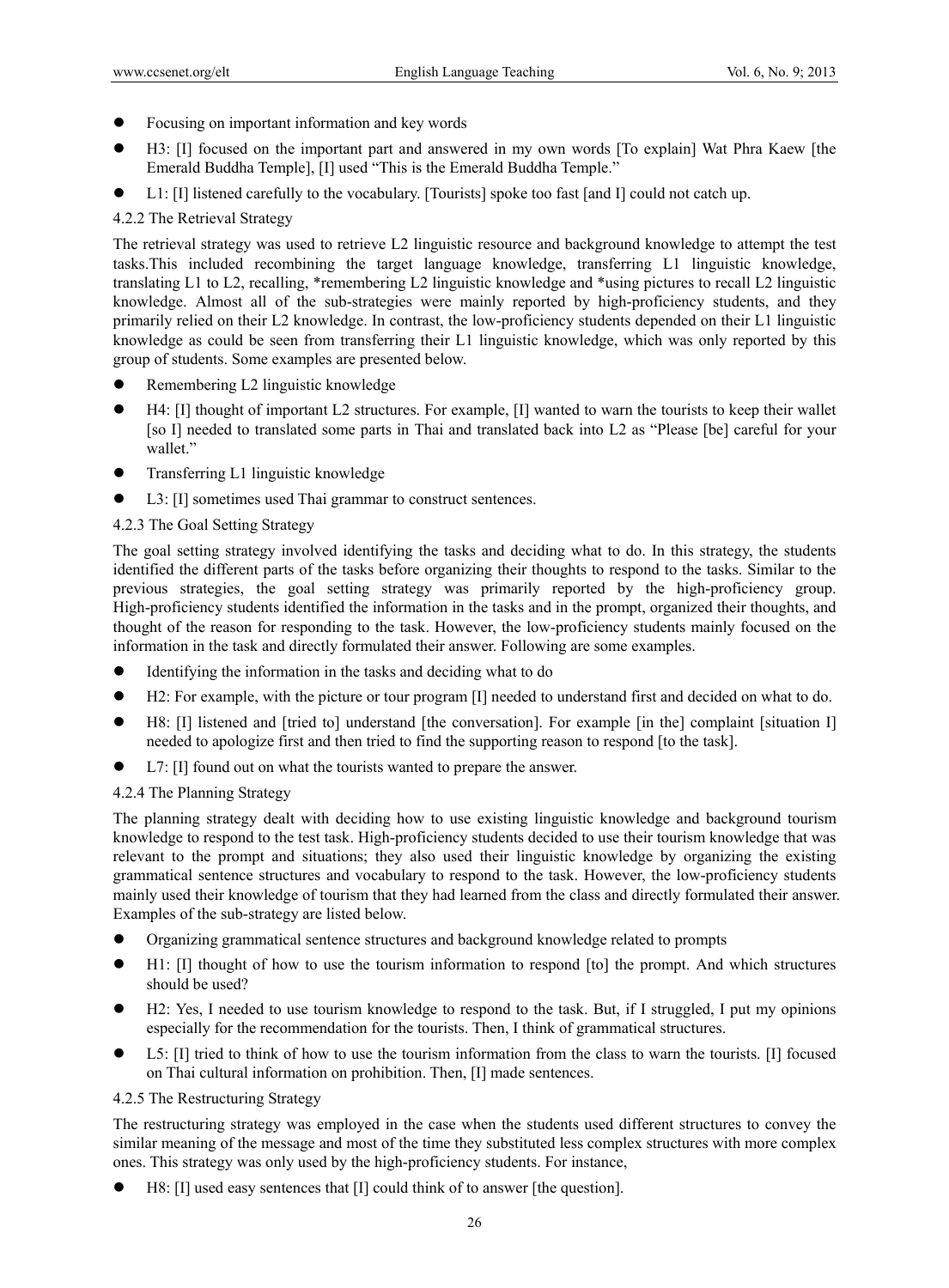- Focusing on important information and key words
- H3: [I] focused on the important part and answered in my own words [To explain] Wat Phra Kaew [the Emerald Buddha Temple], [I] used "This is the Emerald Buddha Temple."
- L1: [I] listened carefully to the vocabulary. [Tourists] spoke too fast [and I] could not catch up.

#### 4.2.2 The Retrieval Strategy

The retrieval strategy was used to retrieve L2 linguistic resource and background knowledge to attempt the test tasks.This included recombining the target language knowledge, transferring L1 linguistic knowledge, translating L1 to L2, recalling, *remembering L2 linguistic knowledge and *using pictures to recall L2 linguistic knowledge. Almost all of the sub-strategies were mainly reported by high-proficiency students, and they primarily relied on their L2 knowledge. In contrast, the low-proficiency students depended on their L1 linguistic knowledge as could be seen from transferring their L1 linguistic knowledge, which was only reported by this group of students. Some examples are presented below.

- Remembering L2 linguistic knowledge
- H4: [I] thought of important L2 structures. For example, [I] wanted to warn the tourists to keep their wallet [so I] needed to translated some parts in Thai and translated back into L2 as "Please [be] careful for your wallet."
- Transferring L1 linguistic knowledge
- L3: [I] sometimes used Thai grammar to construct sentences.

#### 4.2.3 The Goal Setting Strategy

The goal setting strategy involved identifying the tasks and deciding what to do. In this strategy, the students identified the different parts of the tasks before organizing their thoughts to respond to the tasks. Similar to the previous strategies, the goal setting strategy was primarily reported by the high-proficiency group. High-proficiency students identified the information in the tasks and in the prompt, organized their thoughts, and thought of the reason for responding to the task. However, the low-proficiency students mainly focused on the information in the task and directly formulated their answer. Following are some examples.

- Identifying the information in the tasks and deciding what to do
- H2: For example, with the picture or tour program [I] needed to understand first and decided on what to do.
- H8: [I] listened and [tried to] understand [the conversation]. For example [in the] complaint [situation I] needed to apologize first and then tried to find the supporting reason to respond [to the task].
- L7: [I] found out on what the tourists wanted to prepare the answer.

#### 4.2.4 The Planning Strategy

The planning strategy dealt with deciding how to use existing linguistic knowledge and background tourism knowledge to respond to the test task. High-proficiency students decided to use their tourism knowledge that was relevant to the prompt and situations; they also used their linguistic knowledge by organizing the existing grammatical sentence structures and vocabulary to respond to the task. However, the low-proficiency students mainly used their knowledge of tourism that they had learned from the class and directly formulated their answer. Examples of the sub-strategy are listed below.

- Organizing grammatical sentence structures and background knowledge related to prompts
- H1: [I] thought of how to use the tourism information to respond [to] the prompt. And which structures should be used?
- H2: Yes, I needed to use tourism knowledge to respond to the task. But, if I struggled, I put my opinions especially for the recommendation for the tourists. Then, I think of grammatical structures.
- L5: [I] tried to think of how to use the tourism information from the class to warn the tourists. [I] focused on Thai cultural information on prohibition. Then, [I] made sentences.

#### 4.2.5 The Restructuring Strategy

The restructuring strategy was employed in the case when the students used different structures to convey the similar meaning of the message and most of the time they substituted less complex structures with more complex ones. This strategy was only used by the high-proficiency students. For instance,

- H8: [I] used easy sentences that [I] could think of to answer [the question].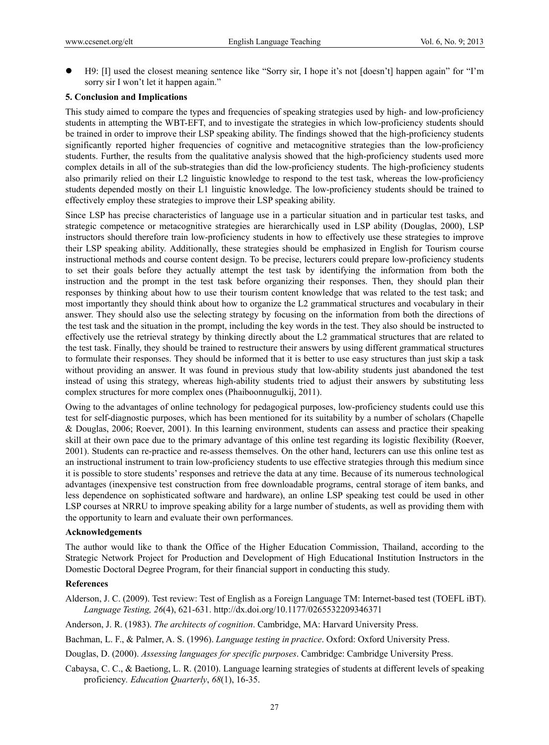- H9: [I] used the closest meaning sentence like "Sorry sir, I hope it's not [doesn't] happen again" for "I'm sorry sir I won't let it happen again."

## 5. Conclusion and Implications

This study aimed to compare the types and frequencies of speaking strategies used by high- and low-proficiency students in attempting the WBT-EFT, and to investigate the strategies in which low-proficiency students should be trained in order to improve their LSP speaking ability. The findings showed that the high-proficiency students significantly reported higher frequencies of cognitive and metacognitive strategies than the low-proficiency students. Further, the results from the qualitative analysis showed that the high-proficiency students used more complex details in all of the sub-strategies than did the low-proficiency students. The high-proficiency students also primarily relied on their L2 linguistic knowledge to respond to the test task, whereas the low-proficiency students depended mostly on their L1 linguistic knowledge. The low-proficiency students should be trained to effectively employ these strategies to improve their LSP speaking ability.

Since LSP has precise characteristics of language use in a particular situation and in particular test tasks, and strategic competence or metacognitive strategies are hierarchically used in LSP ability (Douglas, 2000), LSP instructors should therefore train low-proficiency students in how to effectively use these strategies to improve their LSP speaking ability. Additionally, these strategies should be emphasized in English for Tourism course instructional methods and course content design. To be precise, lecturers could prepare low-proficiency students to set their goals before they actually attempt the test task by identifying the information from both the instruction and the prompt in the test task before organizing their responses. Then, they should plan their responses by thinking about how to use their tourism content knowledge that was related to the test task; and most importantly they should think about how to organize the L2 grammatical structures and vocabulary in their answer. They should also use the selecting strategy by focusing on the information from both the directions of the test task and the situation in the prompt, including the key words in the test. They also should be instructed to effectively use the retrieval strategy by thinking directly about the L2 grammatical structures that are related to the test task. Finally, they should be trained to restructure their answers by using different grammatical structures to formulate their responses. They should be informed that it is better to use easy structures than just skip a task without providing an answer. It was found in previous study that low-ability students just abandoned the test instead of using this strategy, whereas high-ability students tried to adjust their answers by substituting less complex structures for more complex ones (Phaiboonnugulkij, 2011).

Owing to the advantages of online technology for pedagogical purposes, low-proficiency students could use this test for self-diagnostic purposes, which has been mentioned for its suitability by a number of scholars (Chapelle & Douglas, 2006; Roever, 2001). In this learning environment, students can assess and practice their speaking skill at their own pace due to the primary advantage of this online test regarding its logistic flexibility (Roever, 2001). Students can re-practice and re-assess themselves. On the other hand, lecturers can use this online test as an instructional instrument to train low-proficiency students to use effective strategies through this medium since it is possible to store students' responses and retrieve the data at any time. Because of its numerous technological advantages (inexpensive test construction from free downloadable programs, central storage of item banks, and less dependence on sophisticated software and hardware), an online LSP speaking test could be used in other LSP courses at NRRU to improve speaking ability for a large number of students, as well as providing them with the opportunity to learn and evaluate their own performances.

## Acknowledgements

The author would like to thank the Office of the Higher Education Commission, Thailand, according to the Strategic Network Project for Production and Development of High Educational Institution Instructors in the Domestic Doctoral Degree Program, for their financial support in conducting this study.

## References

Alderson, J. C. (2009). Test review: Test of English as a Foreign Language TM: Internet-based test (TOEFL iBT). *Language Testing, 26*(4), 621-631. http://dx.doi.org/10.1177/0265532209346371

Anderson, J. R. (1983). *The architects of cognition*. Cambridge, MA: Harvard University Press.

Bachman, L. F., & Palmer, A. S. (1996). *Language testing in practice*. Oxford: Oxford University Press.

Douglas, D. (2000). *Assessing languages for specific purposes*. Cambridge: Cambridge University Press.

Cabaysa, C. C., & Baetiong, L. R. (2010). Language learning strategies of students at different levels of speaking proficiency. *Education Quarterly*, *68*(1), 16-35.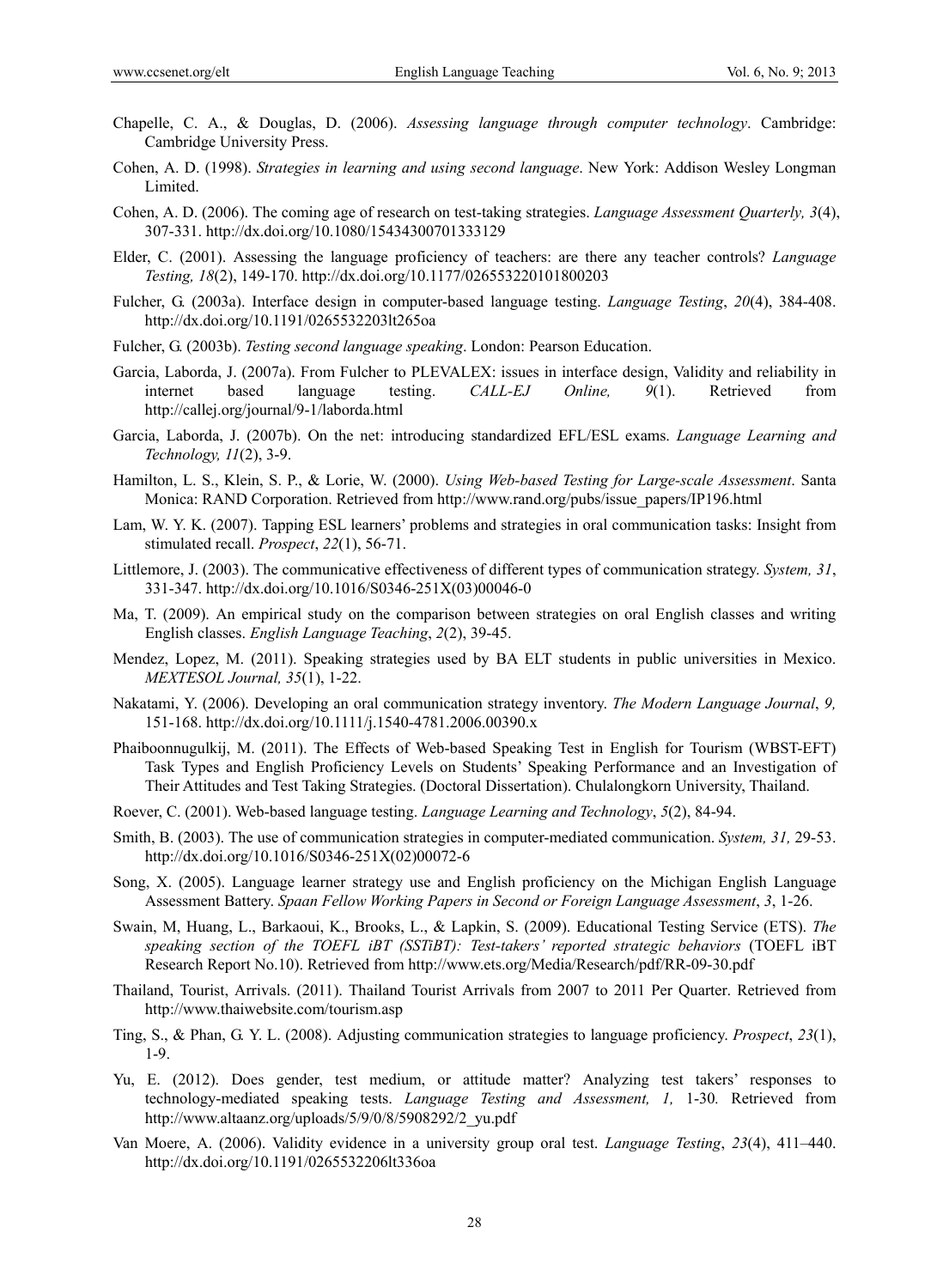Chapelle, C. A., & Douglas, D. (2006). *Assessing language through computer technology*. Cambridge: Cambridge University Press.

Cohen, A. D. (1998). *Strategies in learning and using second language*. New York: Addison Wesley Longman Limited.

Cohen, A. D. (2006). The coming age of research on test-taking strategies. *Language Assessment Quarterly, 3*(4), 307-331. http://dx.doi.org/10.1080/15434300701333129

Elder, C. (2001). Assessing the language proficiency of teachers: are there any teacher controls? *Language Testing, 18*(2), 149-170. http://dx.doi.org/10.1177/026553220101800203

Fulcher, G. (2003a). Interface design in computer-based language testing. *Language Testing*, *20*(4), 384-408. http://dx.doi.org/10.1191/0265532203lt265oa

Fulcher, G. (2003b). *Testing second language speaking*. London: Pearson Education.

Garcia, Laborda, J. (2007a). From Fulcher to PLEVALEX: issues in interface design, Validity and reliability in internet based language testing. *CALL-EJ Online, 9*(1). Retrieved from http://callej.org/journal/9-1/laborda.html

Garcia, Laborda, J. (2007b). On the net: introducing standardized EFL/ESL exams. *Language Learning and Technology, 11*(2), 3-9.

Hamilton, L. S., Klein, S. P., & Lorie, W. (2000). *Using Web-based Testing for Large-scale Assessment*. Santa Monica: RAND Corporation. Retrieved from http://www.rand.org/pubs/issue_papers/IP196.html

Lam, W. Y. K. (2007). Tapping ESL learners' problems and strategies in oral communication tasks: Insight from stimulated recall. *Prospect*, *22*(1), 56-71.

Littlemore, J. (2003). The communicative effectiveness of different types of communication strategy. *System, 31*, 331-347. http://dx.doi.org/10.1016/S0346-251X(03)00046-0

Ma, T. (2009). An empirical study on the comparison between strategies on oral English classes and writing English classes. *English Language Teaching*, *2*(2), 39-45.

Mendez, Lopez, M. (2011). Speaking strategies used by BA ELT students in public universities in Mexico. *MEXTESOL Journal, 35*(1), 1-22.

Nakatami, Y. (2006). Developing an oral communication strategy inventory. *The Modern Language Journal*, *9,* 151-168. http://dx.doi.org/10.1111/j.1540-4781.2006.00390.x

Phaiboonnugulkij, M. (2011). The Effects of Web-based Speaking Test in English for Tourism (WBST-EFT) Task Types and English Proficiency Levels on Students' Speaking Performance and an Investigation of Their Attitudes and Test Taking Strategies. (Doctoral Dissertation). Chulalongkorn University, Thailand.

Roever, C. (2001). Web-based language testing. *Language Learning and Technology*, *5*(2), 84-94.

Smith, B. (2003). The use of communication strategies in computer-mediated communication. *System, 31,* 29-53. http://dx.doi.org/10.1016/S0346-251X(02)00072-6

Song, X. (2005). Language learner strategy use and English proficiency on the Michigan English Language Assessment Battery. *Spaan Fellow Working Papers in Second or Foreign Language Assessment*, *3*, 1-26.

Swain, M, Huang, L., Barkaoui, K., Brooks, L., & Lapkin, S. (2009). Educational Testing Service (ETS). *The speaking section of the TOEFL iBT (SSTiBT): Test-takers' reported strategic behaviors* (TOEFL iBT Research Report No.10). Retrieved from http://www.ets.org/Media/Research/pdf/RR-09-30.pdf

Thailand, Tourist, Arrivals. (2011). Thailand Tourist Arrivals from 2007 to 2011 Per Quarter. Retrieved from http://www.thaiwebsite.com/tourism.asp

Ting, S., & Phan, G. Y. L. (2008). Adjusting communication strategies to language proficiency. *Prospect*, *23*(1), 1-9.

Yu, E. (2012). Does gender, test medium, or attitude matter? Analyzing test takers' responses to technology-mediated speaking tests. *Language Testing and Assessment, 1,* 1-30*.* Retrieved from http://www.altaanz.org/uploads/5/9/0/8/5908292/2_yu.pdf

Van Moere, A. (2006). Validity evidence in a university group oral test. *Language Testing*, *23*(4), 411–440. http://dx.doi.org/10.1191/0265532206lt336oa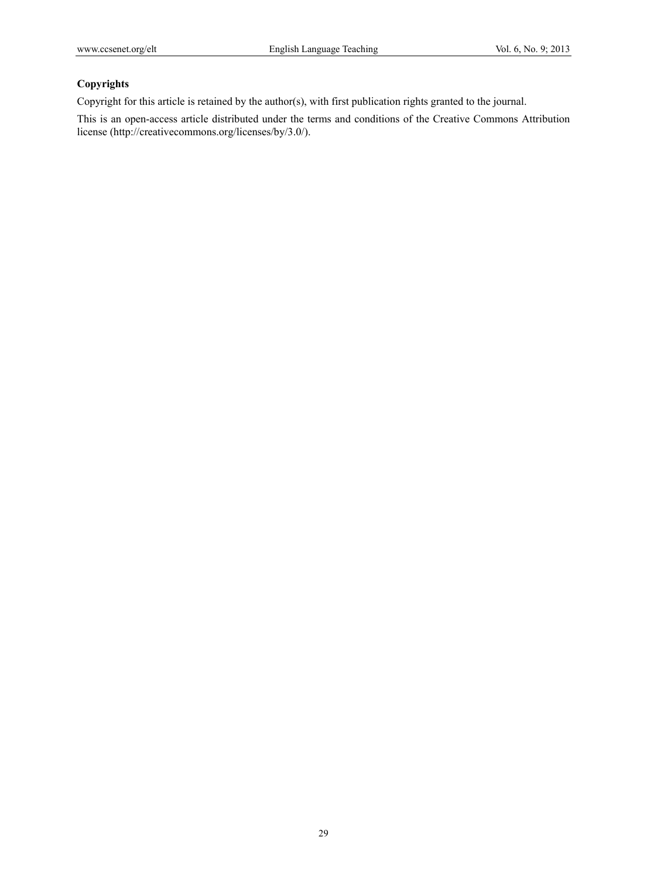**Copyrights**

Copyright for this article is retained by the author(s), with first publication rights granted to the journal.

This is an open-access article distributed under the terms and conditions of the Creative Commons Attribution license (http://creativecommons.org/licenses/by/3.0/).